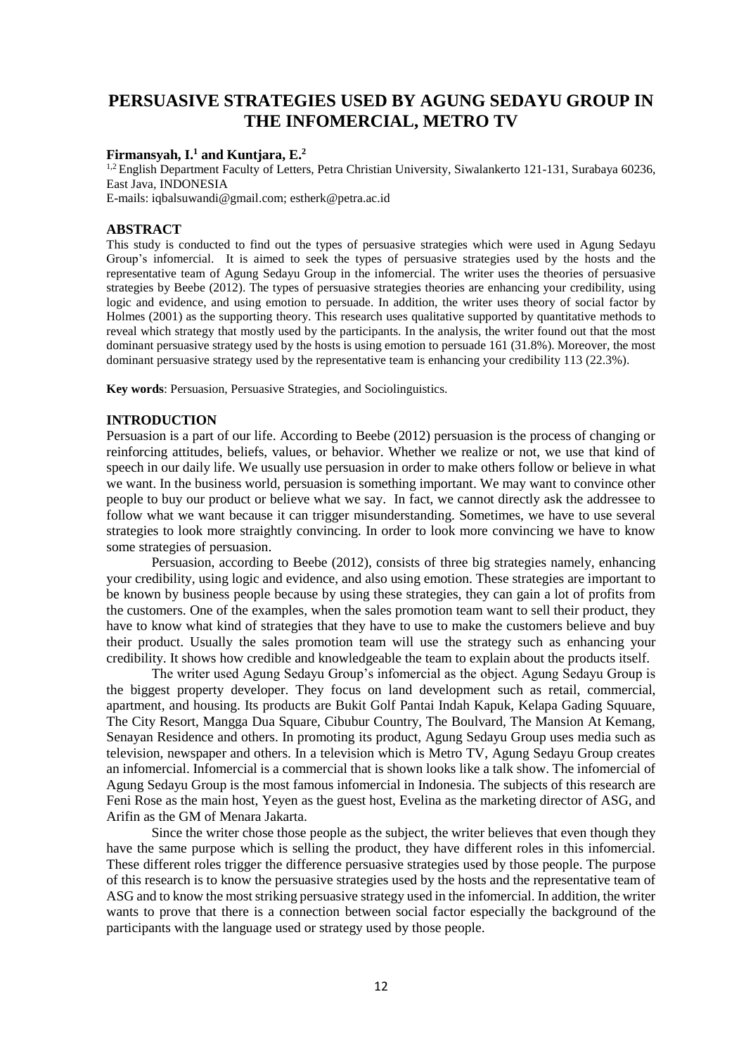# PERSUASIVE STRATEGIES USED BY AGUNG SEDAYU GROUP IN THE INFOMERCIAL, METRO TV

**Firmansyah, I.[1] and Kuntjara, E.[2]**

[1,2] English Department Faculty of Letters, Petra Christian University, Siwalankerto 121-131, Surabaya 60236, East Java, INDONESIA

E-mails: iqbalsuwandi@gmail.com; estherk@petra.ac.id

## ABSTRACT

This study is conducted to find out the types of persuasive strategies which were used in Agung Sedayu Group's infomercial. It is aimed to seek the types of persuasive strategies used by the hosts and the representative team of Agung Sedayu Group in the infomercial. The writer uses the theories of persuasive strategies by Beebe (2012). The types of persuasive strategies theories are enhancing your credibility, using logic and evidence, and using emotion to persuade. In addition, the writer uses theory of social factor by Holmes (2001) as the supporting theory. This research uses qualitative supported by quantitative methods to reveal which strategy that mostly used by the participants. In the analysis, the writer found out that the most dominant persuasive strategy used by the hosts is using emotion to persuade 161 (31.8%). Moreover, the most dominant persuasive strategy used by the representative team is enhancing your credibility 113 (22.3%).

**Key words**: Persuasion, Persuasive Strategies, and Sociolinguistics.

## INTRODUCTION

Persuasion is a part of our life. According to Beebe (2012) persuasion is the process of changing or reinforcing attitudes, beliefs, values, or behavior. Whether we realize or not, we use that kind of speech in our daily life. We usually use persuasion in order to make others follow or believe in what we want. In the business world, persuasion is something important. We may want to convince other people to buy our product or believe what we say. In fact, we cannot directly ask the addressee to follow what we want because it can trigger misunderstanding. Sometimes, we have to use several strategies to look more straightly convincing. In order to look more convincing we have to know some strategies of persuasion.

Persuasion, according to Beebe (2012), consists of three big strategies namely, enhancing your credibility, using logic and evidence, and also using emotion. These strategies are important to be known by business people because by using these strategies, they can gain a lot of profits from the customers. One of the examples, when the sales promotion team want to sell their product, they have to know what kind of strategies that they have to use to make the customers believe and buy their product. Usually the sales promotion team will use the strategy such as enhancing your credibility. It shows how credible and knowledgeable the team to explain about the products itself.

The writer used Agung Sedayu Group's infomercial as the object. Agung Sedayu Group is the biggest property developer. They focus on land development such as retail, commercial, apartment, and housing. Its products are Bukit Golf Pantai Indah Kapuk, Kelapa Gading Squuare, The City Resort, Mangga Dua Square, Cibubur Country, The Boulvard, The Mansion At Kemang, Senayan Residence and others. In promoting its product, Agung Sedayu Group uses media such as television, newspaper and others. In a television which is Metro TV, Agung Sedayu Group creates an infomercial. Infomercial is a commercial that is shown looks like a talk show. The infomercial of Agung Sedayu Group is the most famous infomercial in Indonesia. The subjects of this research are Feni Rose as the main host, Yeyen as the guest host, Evelina as the marketing director of ASG, and Arifin as the GM of Menara Jakarta.

Since the writer chose those people as the subject, the writer believes that even though they have the same purpose which is selling the product, they have different roles in this infomercial. These different roles trigger the difference persuasive strategies used by those people. The purpose of this research is to know the persuasive strategies used by the hosts and the representative team of ASG and to know the most striking persuasive strategy used in the infomercial. In addition, the writer wants to prove that there is a connection between social factor especially the background of the participants with the language used or strategy used by those people.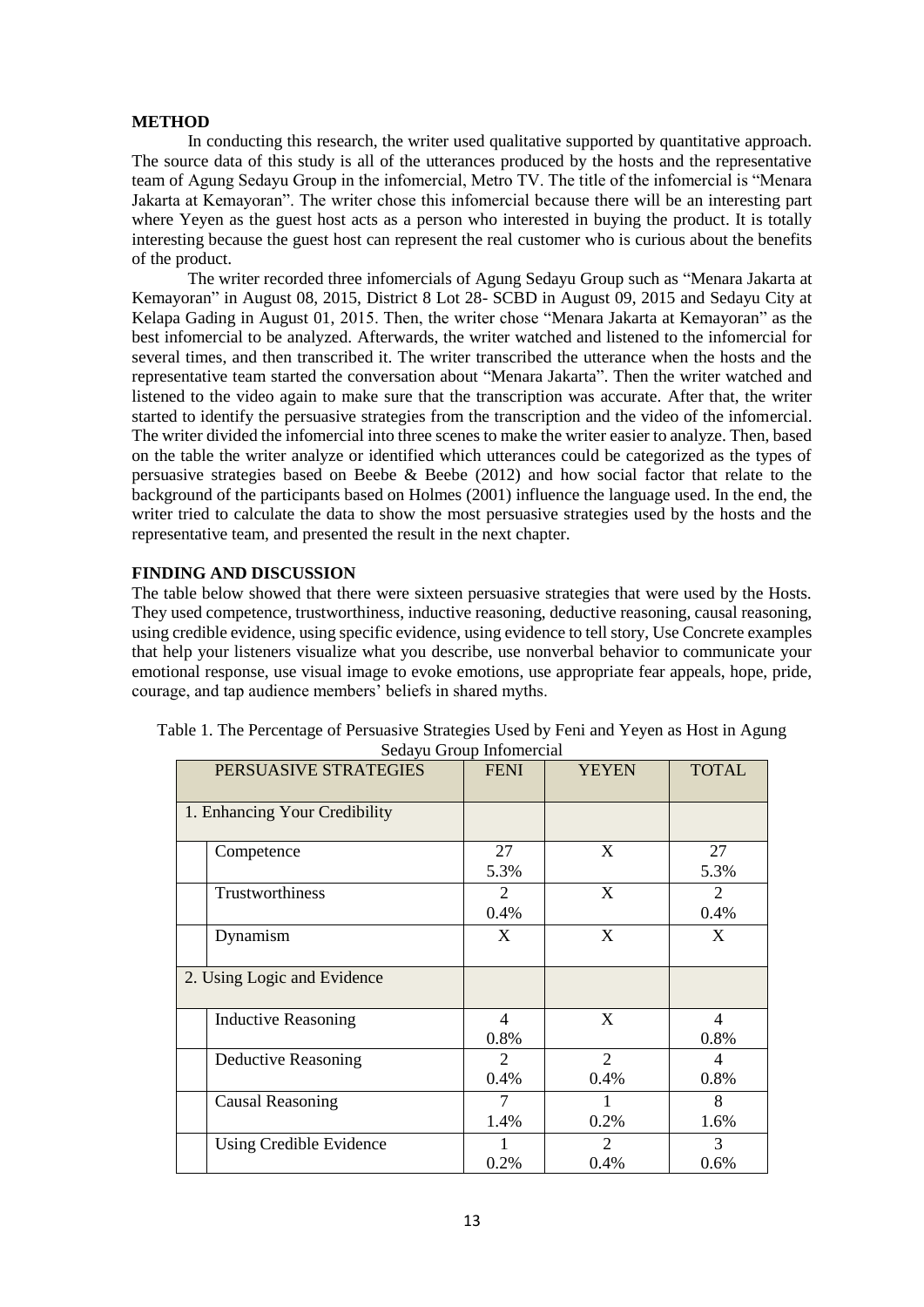## METHOD

In conducting this research, the writer used qualitative supported by quantitative approach. The source data of this study is all of the utterances produced by the hosts and the representative team of Agung Sedayu Group in the infomercial, Metro TV. The title of the infomercial is "Menara Jakarta at Kemayoran". The writer chose this infomercial because there will be an interesting part where Yeyen as the guest host acts as a person who interested in buying the product. It is totally interesting because the guest host can represent the real customer who is curious about the benefits of the product.

The writer recorded three infomercials of Agung Sedayu Group such as "Menara Jakarta at Kemayoran" in August 08, 2015, District 8 Lot 28- SCBD in August 09, 2015 and Sedayu City at Kelapa Gading in August 01, 2015. Then, the writer chose "Menara Jakarta at Kemayoran" as the best infomercial to be analyzed. Afterwards, the writer watched and listened to the infomercial for several times, and then transcribed it. The writer transcribed the utterance when the hosts and the representative team started the conversation about "Menara Jakarta". Then the writer watched and listened to the video again to make sure that the transcription was accurate. After that, the writer started to identify the persuasive strategies from the transcription and the video of the infomercial. The writer divided the infomercial into three scenes to make the writer easier to analyze. Then, based on the table the writer analyze or identified which utterances could be categorized as the types of persuasive strategies based on Beebe & Beebe (2012) and how social factor that relate to the background of the participants based on Holmes (2001) influence the language used. In the end, the writer tried to calculate the data to show the most persuasive strategies used by the hosts and the representative team, and presented the result in the next chapter.

## FINDING AND DISCUSSION

The table below showed that there were sixteen persuasive strategies that were used by the Hosts. They used competence, trustworthiness, inductive reasoning, deductive reasoning, causal reasoning, using credible evidence, using specific evidence, using evidence to tell story, Use Concrete examples that help your listeners visualize what you describe, use nonverbal behavior to communicate your emotional response, use visual image to evoke emotions, use appropriate fear appeals, hope, pride, courage, and tap audience members' beliefs in shared myths.

Table 1. The Percentage of Persuasive Strategies Used by Feni and Yeyen as Host in Agung Sedayu Group Infomercial

| PERSUASIVE STRATEGIES | | FENI | YEYEN | TOTAL |
|---|---|---|---|---|
| 1. Enhancing Your Credibility | | | | |
| | Competence | 27<br>5.3% | X | 27<br>5.3% |
| | Trustworthiness | 2<br>0.4% | X | 2<br>0.4% |
| | Dynamism | X | X | X |
| 2. Using Logic and Evidence | | | | |
| | Inductive Reasoning | 4<br>0.8% | X | 4<br>0.8% |
| | Deductive Reasoning | 2<br>0.4% | 2<br>0.4% | 4<br>0.8% |
| | Causal Reasoning | 7<br>1.4% | 1<br>0.2% | 8<br>1.6% |
| | Using Credible Evidence | 1<br>0.2% | 2<br>0.4% | 3<br>0.6% |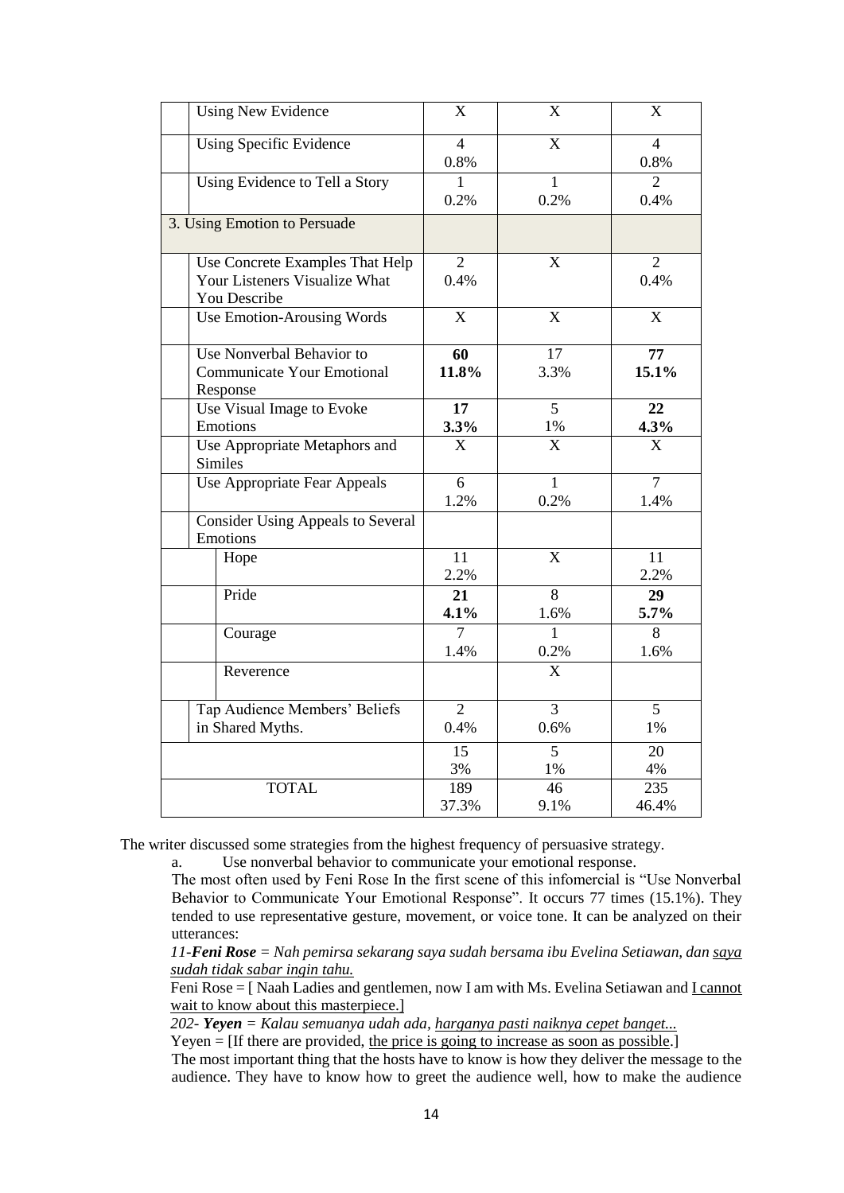| | | | | |
|---|---|---|---|---|
| | Using New Evidence | X | X | X |
| | Using Specific Evidence | 4<br>0.8% | X | 4<br>0.8% |
| | Using Evidence to Tell a Story | 1<br>0.2% | 1<br>0.2% | 2<br>0.4% |
| 3. Using Emotion to Persuade | | | | |
| | Use Concrete Examples That Help Your Listeners Visualize What You Describe | 2<br>0.4% | X | 2<br>0.4% |
| | Use Emotion-Arousing Words | X | X | X |
| | Use Nonverbal Behavior to Communicate Your Emotional Response | **60**<br>**11.8%** | 17<br>3.3% | **77**<br>**15.1%** |
| | Use Visual Image to Evoke Emotions | **17**<br>**3.3%** | 5<br>1% | **22**<br>**4.3%** |
| | Use Appropriate Metaphors and Similes | X | X | X |
| | Use Appropriate Fear Appeals | 6<br>1.2% | 1<br>0.2% | 7<br>1.4% |
| | Consider Using Appeals to Several Emotions | | | |
| | Hope | 11<br>2.2% | X | 11<br>2.2% |
| | Pride | **21**<br>**4.1%** | 8<br>1.6% | **29**<br>**5.7%** |
| | Courage | 7<br>1.4% | 1<br>0.2% | 8<br>1.6% |
| | Reverence | | X | |
| | Tap Audience Members' Beliefs in Shared Myths. | 2<br>0.4% | 3<br>0.6% | 5<br>1% |
| | | 15<br>3% | 5<br>1% | 20<br>4% |
| TOTAL | | 189<br>37.3% | 46<br>9.1% | 235<br>46.4% |

The writer discussed some strategies from the highest frequency of persuasive strategy.

a. Use nonverbal behavior to communicate your emotional response.

The most often used by Feni Rose In the first scene of this infomercial is "Use Nonverbal Behavior to Communicate Your Emotional Response". It occurs 77 times (15.1%). They tended to use representative gesture, movement, or voice tone. It can be analyzed on their utterances:

*11-**Feni Rose** = Nah pemirsa sekarang saya sudah bersama ibu Evelina Setiawan, dan <u>saya sudah tidak sabar ingin tahu.</u>*

Feni Rose = [ Naah Ladies and gentlemen, now I am with Ms. Evelina Setiawan and <u>I cannot wait to know about this masterpiece.]</u>

*202- **Yeyen** = Kalau semuanya udah ada, <u>harganya pasti naiknya cepet banget...</u>*

Yeyen = [If there are provided, <u>the price is going to increase as soon as possible</u>.]

The most important thing that the hosts have to know is how they deliver the message to the audience. They have to know how to greet the audience well, how to make the audience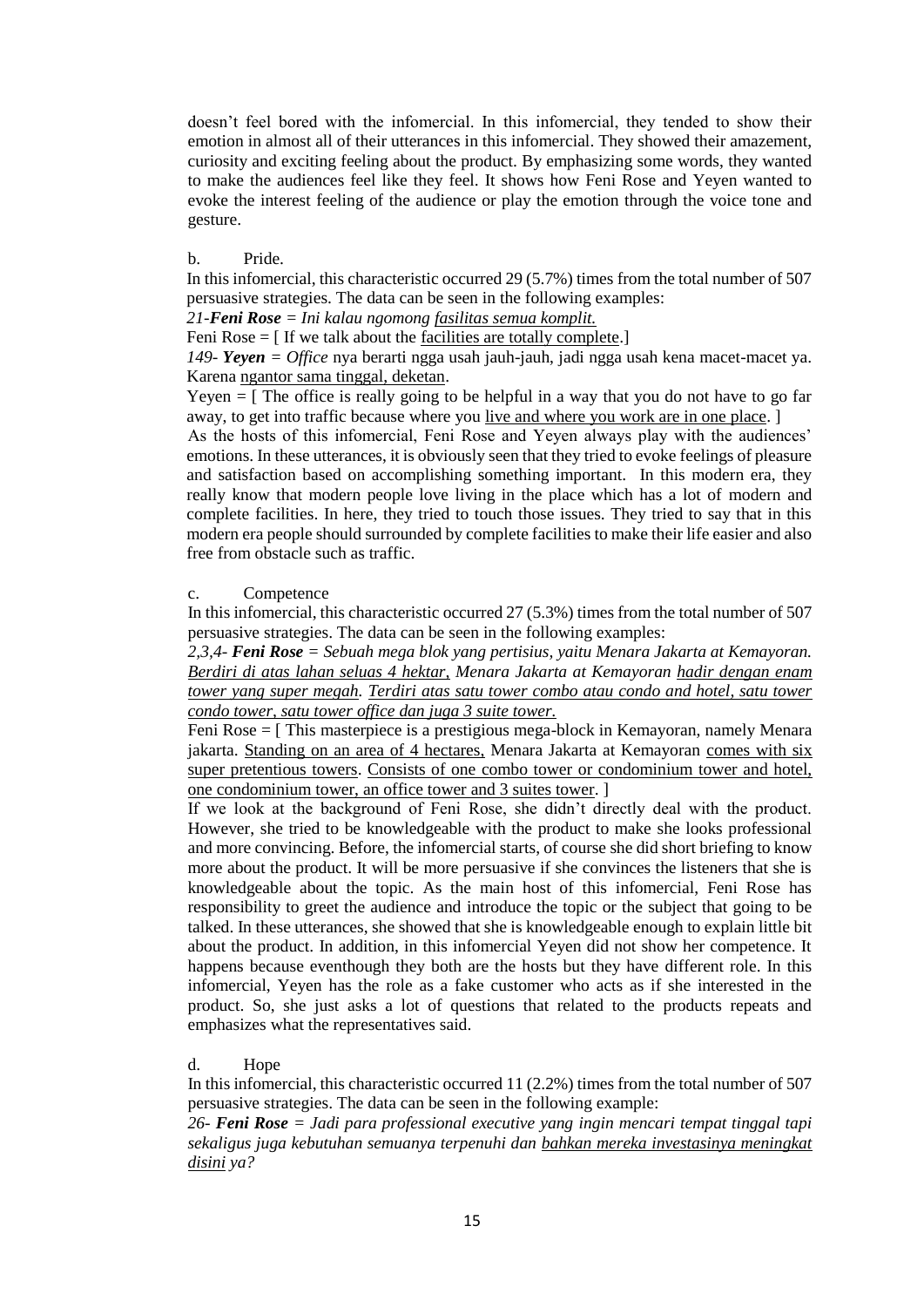doesn't feel bored with the infomercial. In this infomercial, they tended to show their emotion in almost all of their utterances in this infomercial. They showed their amazement, curiosity and exciting feeling about the product. By emphasizing some words, they wanted to make the audiences feel like they feel. It shows how Feni Rose and Yeyen wanted to evoke the interest feeling of the audience or play the emotion through the voice tone and gesture.

b. Pride.

In this infomercial, this characteristic occurred 29 (5.7%) times from the total number of 507 persuasive strategies. The data can be seen in the following examples:

*21-**Feni Rose** = Ini kalau ngomong <u>fasilitas semua komplit.</u>*

Feni Rose = [ If we talk about the <u>facilities are totally complete</u>.]

*149- **Yeyen** = Office* nya berarti ngga usah jauh-jauh, jadi ngga usah kena macet-macet ya. Karena <u>ngantor sama tinggal, deketan</u>.

Yeyen = [ The office is really going to be helpful in a way that you do not have to go far away, to get into traffic because where you <u>live and where you work are in one place</u>. ]

As the hosts of this infomercial, Feni Rose and Yeyen always play with the audiences' emotions. In these utterances, it is obviously seen that they tried to evoke feelings of pleasure and satisfaction based on accomplishing something important. In this modern era, they really know that modern people love living in the place which has a lot of modern and complete facilities. In here, they tried to touch those issues. They tried to say that in this modern era people should surrounded by complete facilities to make their life easier and also free from obstacle such as traffic.

c. Competence

In this infomercial, this characteristic occurred 27 (5.3%) times from the total number of 507 persuasive strategies. The data can be seen in the following examples:

*2,3,4- **Feni Rose** = Sebuah mega blok yang pertisius, yaitu Menara Jakarta at Kemayoran. <u>Berdiri di atas lahan seluas 4 hektar,</u> Menara Jakarta at Kemayoran <u>hadir dengan enam tower yang super megah</u>. <u>Terdiri atas satu tower combo atau condo and hotel, satu tower condo tower, satu tower office dan juga 3 suite tower.</u>*

Feni Rose = [ This masterpiece is a prestigious mega-block in Kemayoran, namely Menara jakarta. <u>Standing on an area of 4 hectares,</u> Menara Jakarta at Kemayoran <u>comes with six super pretentious towers</u>. <u>Consists of one combo tower or condominium tower and hotel, one condominium tower, an office tower and 3 suites tower</u>. ]

If we look at the background of Feni Rose, she didn't directly deal with the product. However, she tried to be knowledgeable with the product to make she looks professional and more convincing. Before, the infomercial starts, of course she did short briefing to know more about the product. It will be more persuasive if she convinces the listeners that she is knowledgeable about the topic. As the main host of this infomercial, Feni Rose has responsibility to greet the audience and introduce the topic or the subject that going to be talked. In these utterances, she showed that she is knowledgeable enough to explain little bit about the product. In addition, in this infomercial Yeyen did not show her competence. It happens because eventhough they both are the hosts but they have different role. In this infomercial, Yeyen has the role as a fake customer who acts as if she interested in the product. So, she just asks a lot of questions that related to the products repeats and emphasizes what the representatives said.

d. Hope

In this infomercial, this characteristic occurred 11 (2.2%) times from the total number of 507 persuasive strategies. The data can be seen in the following example:

*26- **Feni Rose** = Jadi para professional executive yang ingin mencari tempat tinggal tapi sekaligus juga kebutuhan semuanya terpenuhi dan <u>bahkan mereka investasinya meningkat disini</u> ya?*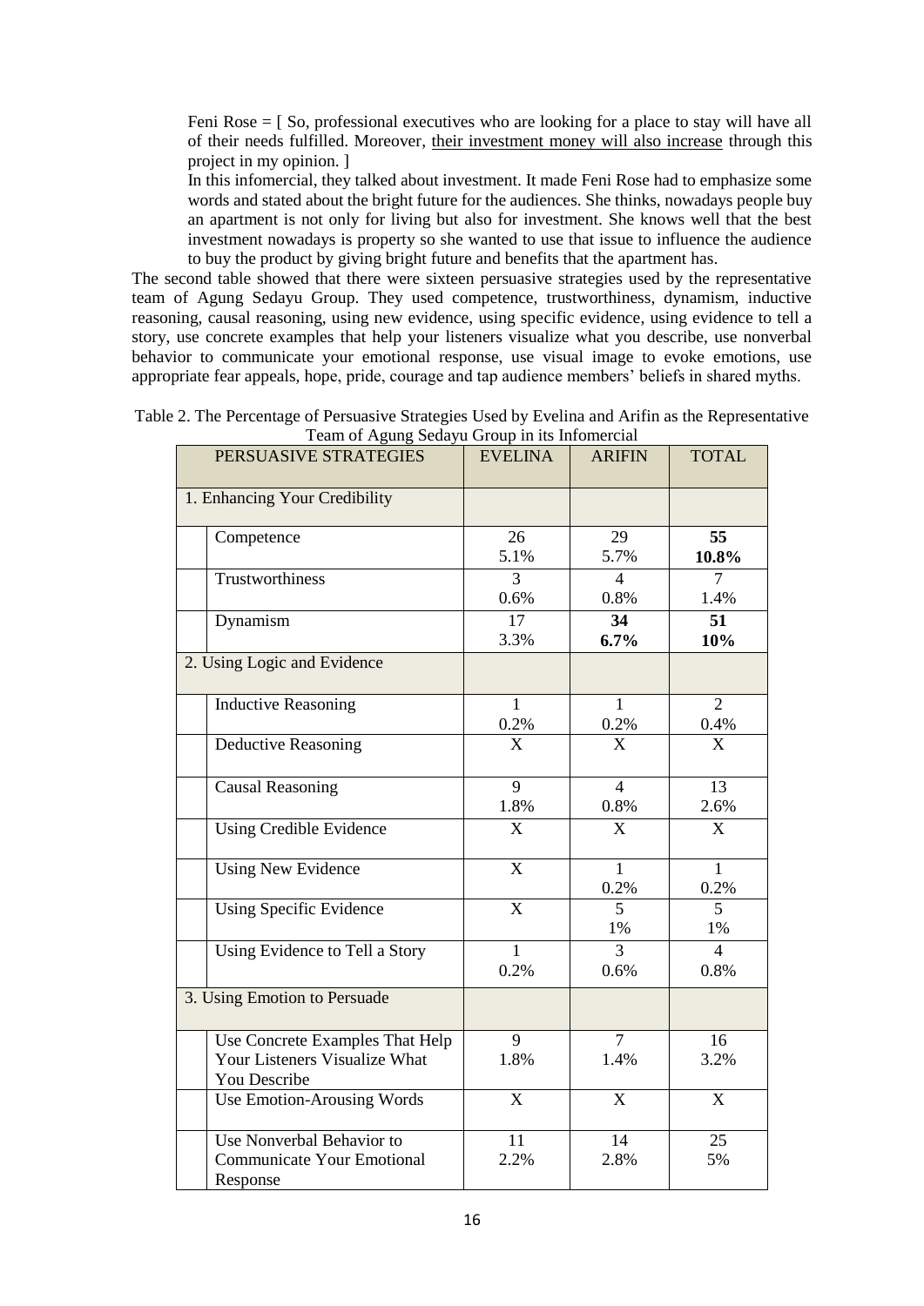Feni Rose = [ So, professional executives who are looking for a place to stay will have all of their needs fulfilled. Moreover, <u>their investment money will also increase</u> through this project in my opinion. ]

In this infomercial, they talked about investment. It made Feni Rose had to emphasize some words and stated about the bright future for the audiences. She thinks, nowadays people buy an apartment is not only for living but also for investment. She knows well that the best investment nowadays is property so she wanted to use that issue to influence the audience to buy the product by giving bright future and benefits that the apartment has.

The second table showed that there were sixteen persuasive strategies used by the representative team of Agung Sedayu Group. They used competence, trustworthiness, dynamism, inductive reasoning, causal reasoning, using new evidence, using specific evidence, using evidence to tell a story, use concrete examples that help your listeners visualize what you describe, use nonverbal behavior to communicate your emotional response, use visual image to evoke emotions, use appropriate fear appeals, hope, pride, courage and tap audience members' beliefs in shared myths.

Table 2. The Percentage of Persuasive Strategies Used by Evelina and Arifin as the Representative Team of Agung Sedayu Group in its Infomercial

| PERSUASIVE STRATEGIES | EVELINA | ARIFIN | TOTAL |
|---|---|---|---|
| 1. Enhancing Your Credibility | | | |
| Competence | 26<br>5.1% | 29<br>5.7% | **55**<br>**10.8%** |
| Trustworthiness | 3<br>0.6% | 4<br>0.8% | 7<br>1.4% |
| Dynamism | 17<br>3.3% | **34**<br>**6.7%** | **51**<br>**10%** |
| 2. Using Logic and Evidence | | | |
| Inductive Reasoning | 1<br>0.2% | 1<br>0.2% | 2<br>0.4% |
| Deductive Reasoning | X | X | X |
| Causal Reasoning | 9<br>1.8% | 4<br>0.8% | 13<br>2.6% |
| Using Credible Evidence | X | X | X |
| Using New Evidence | X | 1<br>0.2% | 1<br>0.2% |
| Using Specific Evidence | X | 5<br>1% | 5<br>1% |
| Using Evidence to Tell a Story | 1<br>0.2% | 3<br>0.6% | 4<br>0.8% |
| 3. Using Emotion to Persuade | | | |
| Use Concrete Examples That Help Your Listeners Visualize What You Describe | 9<br>1.8% | 7<br>1.4% | 16<br>3.2% |
| Use Emotion-Arousing Words | X | X | X |
| Use Nonverbal Behavior to Communicate Your Emotional Response | 11<br>2.2% | 14<br>2.8% | 25<br>5% |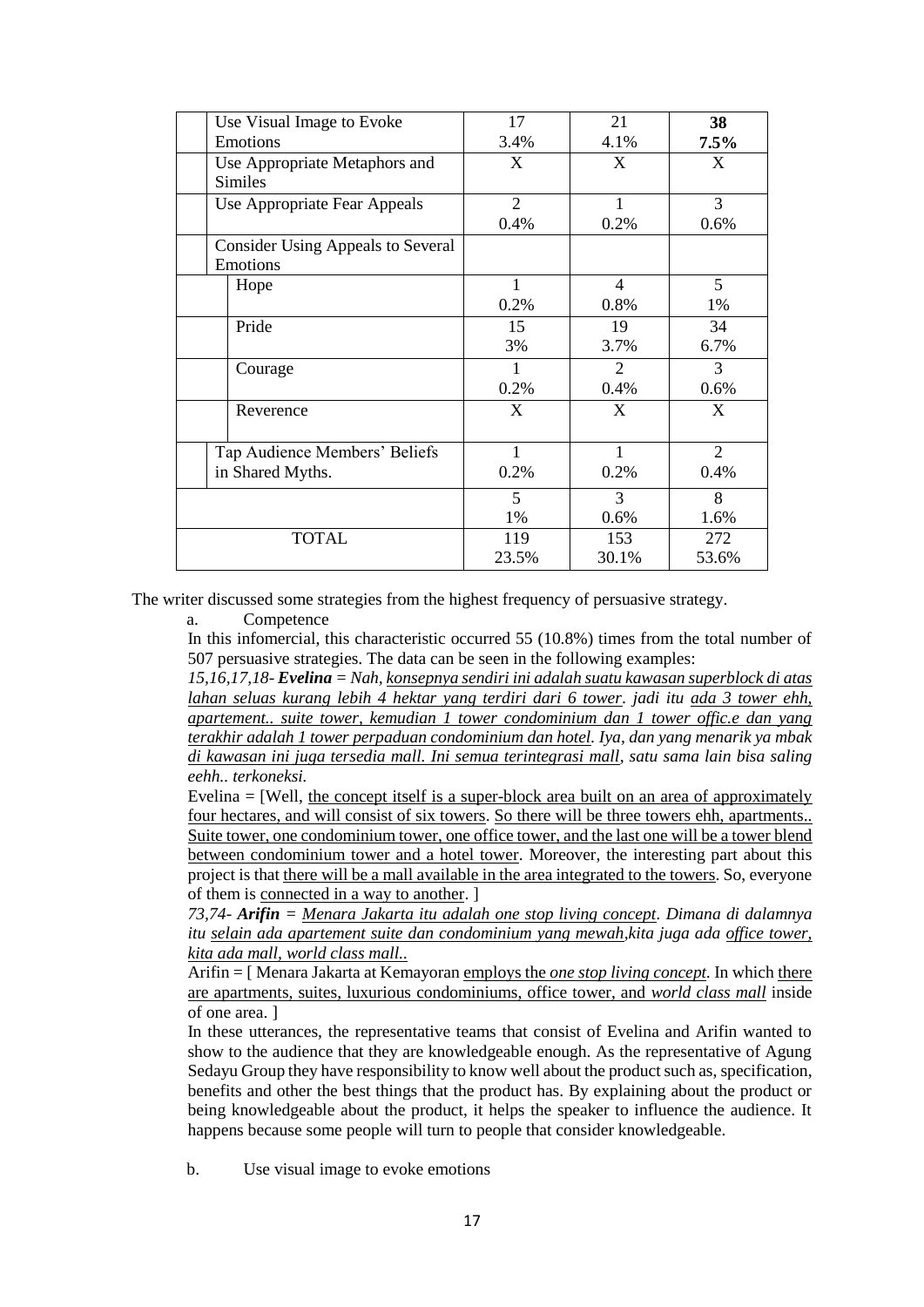| | | | |
|---|---|---|---|
| Use Visual Image to Evoke Emotions | 17<br>3.4% | 21<br>4.1% | **38**<br>**7.5%** |
| Use Appropriate Metaphors and Similes | X | X | X |
| Use Appropriate Fear Appeals | 2<br>0.4% | 1<br>0.2% | 3<br>0.6% |
| Consider Using Appeals to Several Emotions | | | |
| Hope | 1<br>0.2% | 4<br>0.8% | 5<br>1% |
| Pride | 15<br>3% | 19<br>3.7% | 34<br>6.7% |
| Courage | 1<br>0.2% | 2<br>0.4% | 3<br>0.6% |
| Reverence | X | X | X |
| Tap Audience Members' Beliefs in Shared Myths. | 1<br>0.2% | 1<br>0.2% | 2<br>0.4% |
| | 5<br>1% | 3<br>0.6% | 8<br>1.6% |
| TOTAL | 119<br>23.5% | 153<br>30.1% | 272<br>53.6% |

The writer discussed some strategies from the highest frequency of persuasive strategy.

a. Competence

In this infomercial, this characteristic occurred 55 (10.8%) times from the total number of 507 persuasive strategies. The data can be seen in the following examples:

*15,16,17,18- **Evelina** = Nah, <u>konsepnya sendiri ini adalah suatu kawasan superblock di atas lahan seluas kurang lebih 4 hektar yang terdiri dari 6 tower</u>. jadi itu <u>ada 3 tower ehh, apartement.. suite tower, kemudian 1 tower condominium dan 1 tower offic.e dan yang terakhir adalah 1 tower perpaduan condominium dan hotel</u>. Iya, dan yang menarik ya mbak <u>di kawasan ini juga tersedia mall. Ini semua terintegrasi mall</u>, satu sama lain bisa saling eehh.. terkoneksi.*

Evelina = [Well, <u>the concept itself is a super-block area built on an area of approximately four hectares, and will consist of six towers</u>. <u>So there will be three towers ehh, apartments.. Suite tower, one condominium tower, one office tower, and the last one will be a tower blend between condominium tower and a hotel tower</u>. Moreover, the interesting part about this project is that <u>there will be a mall available in the area integrated to the towers</u>. So, everyone of them is <u>connected in a way to another</u>. ]

*73,74- **Arifin** = <u>Menara Jakarta itu adalah one stop living concept</u>. Dimana di dalamnya itu <u>selain ada apartement suite dan condominium yang mewah</u>,kita juga ada <u>office tower, kita ada mall, world class mall..</u>*

Arifin = [ Menara Jakarta at Kemayoran <u>employs the *one stop living concept*</u>. In which <u>there are apartments, suites, luxurious condominiums, office tower, and *world class mall*</u> inside of one area. ]

In these utterances, the representative teams that consist of Evelina and Arifin wanted to show to the audience that they are knowledgeable enough. As the representative of Agung Sedayu Group they have responsibility to know well about the product such as, specification, benefits and other the best things that the product has. By explaining about the product or being knowledgeable about the product, it helps the speaker to influence the audience. It happens because some people will turn to people that consider knowledgeable.

b. Use visual image to evoke emotions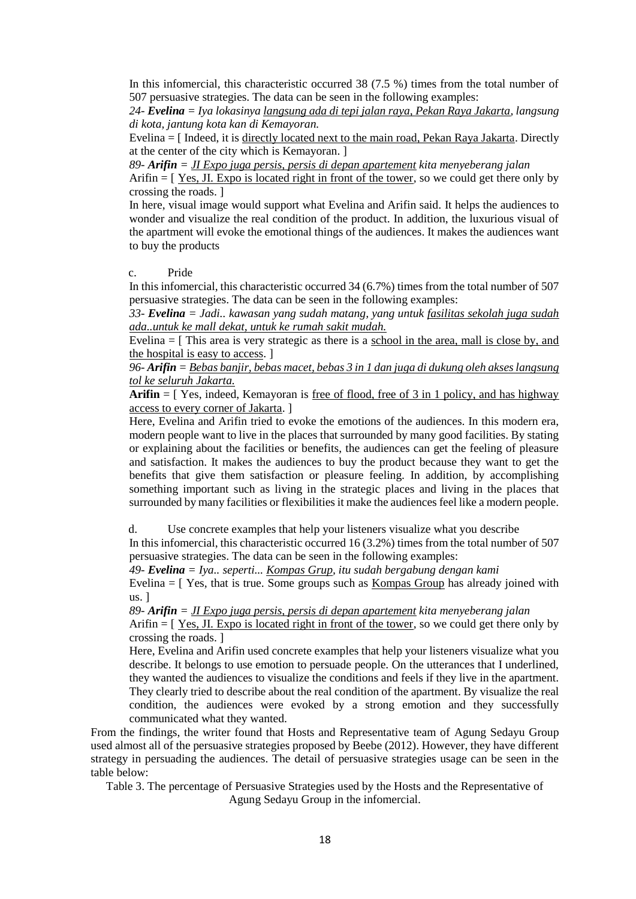In this infomercial, this characteristic occurred 38 (7.5 %) times from the total number of 507 persuasive strategies. The data can be seen in the following examples:

*24- **Evelina** = Iya lokasinya <u>langsung ada di tepi jalan raya, Pekan Raya Jakarta</u>, langsung di kota, jantung kota kan di Kemayoran.*

Evelina = [ Indeed, it is <u>directly located next to the main road, Pekan Raya Jakarta</u>. Directly at the center of the city which is Kemayoran. ]

*89- **Arifin** = <u>JI Expo juga persis, persis di depan apartement</u> kita menyeberang jalan*

Arifin = [ <u>Yes, JI. Expo is located right in front of the tower</u>, so we could get there only by crossing the roads. ]

In here, visual image would support what Evelina and Arifin said. It helps the audiences to wonder and visualize the real condition of the product. In addition, the luxurious visual of the apartment will evoke the emotional things of the audiences. It makes the audiences want to buy the products

c. Pride

In this infomercial, this characteristic occurred 34 (6.7%) times from the total number of 507 persuasive strategies. The data can be seen in the following examples:

*33- **Evelina** = Jadi.. kawasan yang sudah matang, yang untuk <u>fasilitas sekolah juga sudah ada..untuk ke mall dekat, untuk ke rumah sakit mudah.</u>*

Evelina = [ This area is very strategic as there is a <u>school in the area, mall is close by, and the hospital is easy to access</u>. ]

*96- **Arifin** = <u>Bebas banjir, bebas macet, bebas 3 in 1 dan juga di dukung oleh akses langsung tol ke seluruh Jakarta.</u>*

**Arifin** = [ Yes, indeed, Kemayoran is <u>free of flood, free of 3 in 1 policy, and has highway access to every corner of Jakarta</u>. ]

Here, Evelina and Arifin tried to evoke the emotions of the audiences. In this modern era, modern people want to live in the places that surrounded by many good facilities. By stating or explaining about the facilities or benefits, the audiences can get the feeling of pleasure and satisfaction. It makes the audiences to buy the product because they want to get the benefits that give them satisfaction or pleasure feeling. In addition, by accomplishing something important such as living in the strategic places and living in the places that surrounded by many facilities or flexibilities it make the audiences feel like a modern people.

d. Use concrete examples that help your listeners visualize what you describe

In this infomercial, this characteristic occurred 16 (3.2%) times from the total number of 507 persuasive strategies. The data can be seen in the following examples:

*49- **Evelina** = Iya.. seperti... <u>Kompas Grup</u>, itu sudah bergabung dengan kami*

Evelina = [ Yes, that is true. Some groups such as <u>Kompas Group</u> has already joined with us. ]

*89- **Arifin** = <u>JI Expo juga persis, persis di depan apartement</u> kita menyeberang jalan*

Arifin = [ <u>Yes, JI. Expo is located right in front of the tower</u>, so we could get there only by crossing the roads. ]

Here, Evelina and Arifin used concrete examples that help your listeners visualize what you describe. It belongs to use emotion to persuade people. On the utterances that I underlined, they wanted the audiences to visualize the conditions and feels if they live in the apartment. They clearly tried to describe about the real condition of the apartment. By visualize the real condition, the audiences were evoked by a strong emotion and they successfully communicated what they wanted.

From the findings, the writer found that Hosts and Representative team of Agung Sedayu Group used almost all of the persuasive strategies proposed by Beebe (2012). However, they have different strategy in persuading the audiences. The detail of persuasive strategies usage can be seen in the table below:

Table 3. The percentage of Persuasive Strategies used by the Hosts and the Representative of Agung Sedayu Group in the infomercial.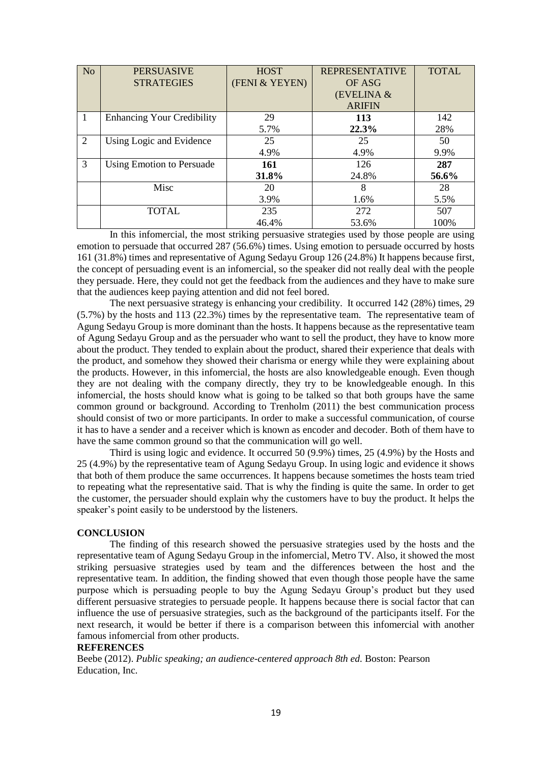| No | PERSUASIVE STRATEGIES | HOST (FENI & YEYEN) | REPRESENTATIVE OF ASG (EVELINA & ARIFIN | TOTAL |
|---|---|---|---|---|
| 1 | Enhancing Your Credibility | 29<br>5.7% | **113**<br>**22.3%** | 142<br>28% |
| 2 | Using Logic and Evidence | 25<br>4.9% | 25<br>4.9% | 50<br>9.9% |
| 3 | Using Emotion to Persuade | **161**<br>**31.8%** | 126<br>24.8% | **287**<br>**56.6%** |
| | Misc | 20<br>3.9% | 8<br>1.6% | 28<br>5.5% |
| | TOTAL | 235<br>46.4% | 272<br>53.6% | 507<br>100% |

In this infomercial, the most striking persuasive strategies used by those people are using emotion to persuade that occurred 287 (56.6%) times. Using emotion to persuade occurred by hosts 161 (31.8%) times and representative of Agung Sedayu Group 126 (24.8%) It happens because first, the concept of persuading event is an infomercial, so the speaker did not really deal with the people they persuade. Here, they could not get the feedback from the audiences and they have to make sure that the audiences keep paying attention and did not feel bored.

The next persuasive strategy is enhancing your credibility. It occurred 142 (28%) times, 29 (5.7%) by the hosts and 113 (22.3%) times by the representative team. The representative team of Agung Sedayu Group is more dominant than the hosts. It happens because as the representative team of Agung Sedayu Group and as the persuader who want to sell the product, they have to know more about the product. They tended to explain about the product, shared their experience that deals with the product, and somehow they showed their charisma or energy while they were explaining about the products. However, in this infomercial, the hosts are also knowledgeable enough. Even though they are not dealing with the company directly, they try to be knowledgeable enough. In this infomercial, the hosts should know what is going to be talked so that both groups have the same common ground or background. According to Trenholm (2011) the best communication process should consist of two or more participants. In order to make a successful communication, of course it has to have a sender and a receiver which is known as encoder and decoder. Both of them have to have the same common ground so that the communication will go well.

Third is using logic and evidence. It occurred 50 (9.9%) times, 25 (4.9%) by the Hosts and 25 (4.9%) by the representative team of Agung Sedayu Group. In using logic and evidence it shows that both of them produce the same occurrences. It happens because sometimes the hosts team tried to repeating what the representative said. That is why the finding is quite the same. In order to get the customer, the persuader should explain why the customers have to buy the product. It helps the speaker's point easily to be understood by the listeners.

## CONCLUSION

The finding of this research showed the persuasive strategies used by the hosts and the representative team of Agung Sedayu Group in the infomercial, Metro TV. Also, it showed the most striking persuasive strategies used by team and the differences between the host and the representative team. In addition, the finding showed that even though those people have the same purpose which is persuading people to buy the Agung Sedayu Group's product but they used different persuasive strategies to persuade people. It happens because there is social factor that can influence the use of persuasive strategies, such as the background of the participants itself. For the next research, it would be better if there is a comparison between this infomercial with another famous infomercial from other products.

## REFERENCES

Beebe (2012). *Public speaking; an audience-centered approach 8th ed.* Boston: Pearson Education, Inc.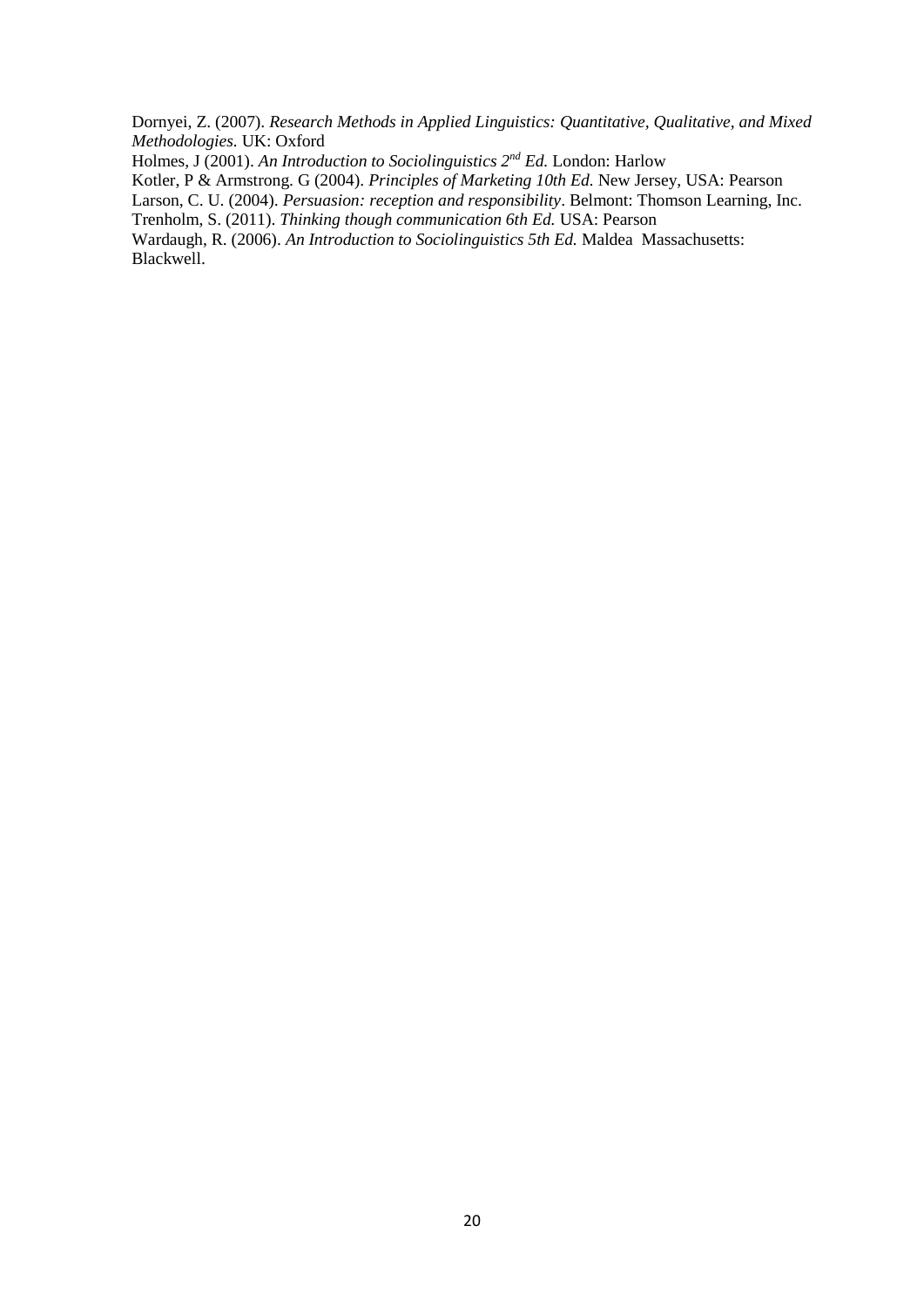Dornyei, Z. (2007). *Research Methods in Applied Linguistics: Quantitative, Qualitative, and Mixed Methodologies.* UK: Oxford

Holmes, J (2001). *An Introduction to Sociolinguistics 2nd Ed.* London: Harlow

Kotler, P & Armstrong. G (2004). *Principles of Marketing 10th Ed.* New Jersey, USA: Pearson

Larson, C. U. (2004). *Persuasion: reception and responsibility*. Belmont: Thomson Learning, Inc.

Trenholm, S. (2011). *Thinking though communication 6th Ed.* USA: Pearson

Wardaugh, R. (2006). *An Introduction to Sociolinguistics 5th Ed.* Maldea Massachusetts: Blackwell.